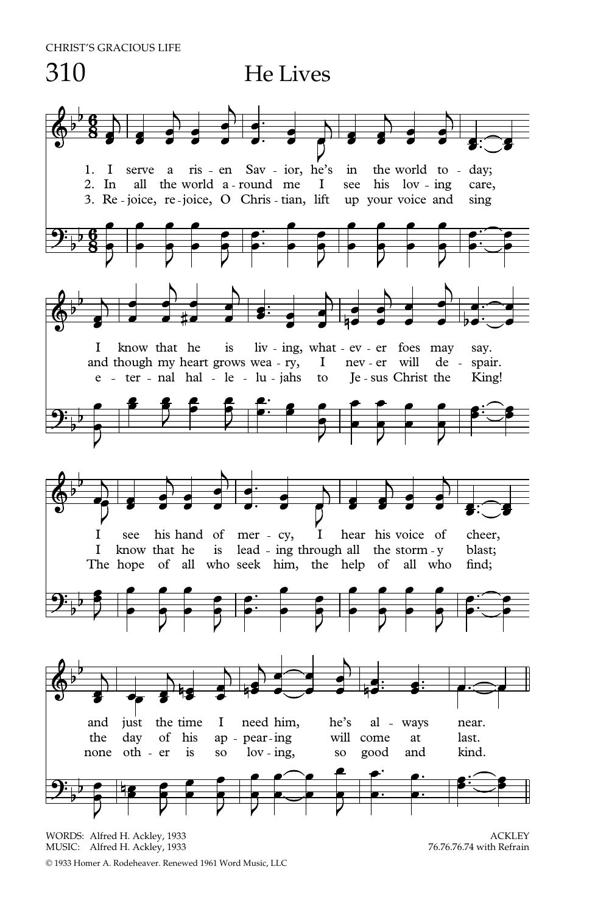CHRIST'S GRACIOUS LIFE

# 310 He Lives

1. I serve a ris - en Sav - ior, he's in the world to - day;
I know that he is liv - ing, what - ev - er foes may say.
I see his hand of mer - cy, I hear his voice of cheer,
and just the time I need him, he's al - ways near.

2. In all the world a - round me I see his lov - ing care,
and though my heart grows wea - ry, I nev - er will de - spair.
I know that he is lead - ing through all the storm - y blast;
the day of his ap - pear - ing will come at last.

3. Re - joice, re - joice, O Chris - tian, lift up your voice and sing
e - ter - nal hal - le - lu - jahs to Je - sus Christ the King!
The hope of all who seek him, the help of all who find;
none oth - er is so lov - ing, so good and kind.

WORDS: Alfred H. Ackley, 1933
MUSIC: Alfred H. Ackley, 1933

ACKLEY
76.76.76.74 with Refrain

© 1933 Homer A. Rodeheaver. Renewed 1961 Word Music, LLC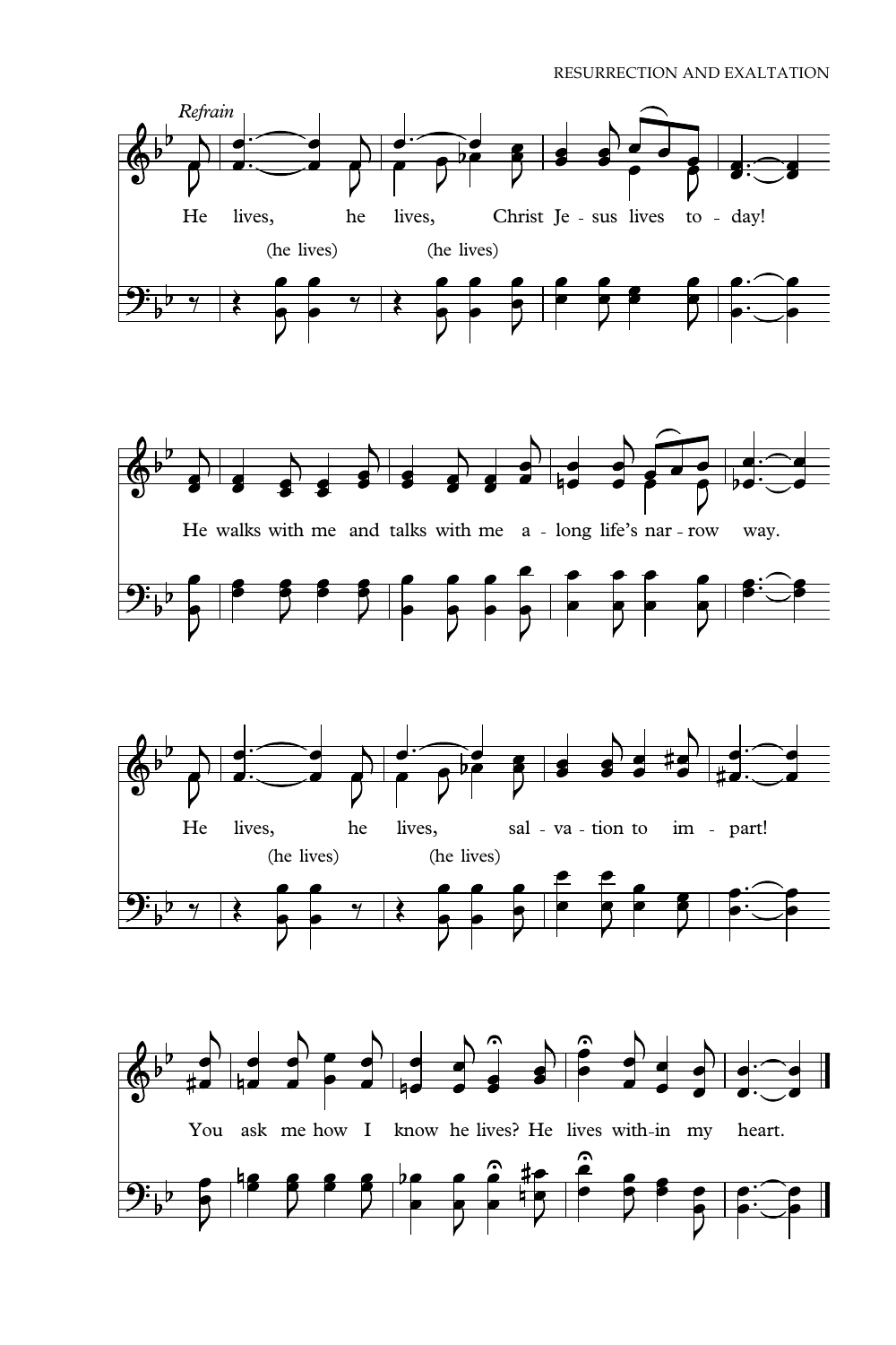*Refrain*

He lives, he lives, Christ Je - sus lives to - day!

(he lives) (he lives)

He walks with me and talks with me a - long life's nar - row way.

He lives, he lives, sal - va - tion to im - part!

(he lives) (he lives)

You ask me how I know he lives? He lives with-in my heart.